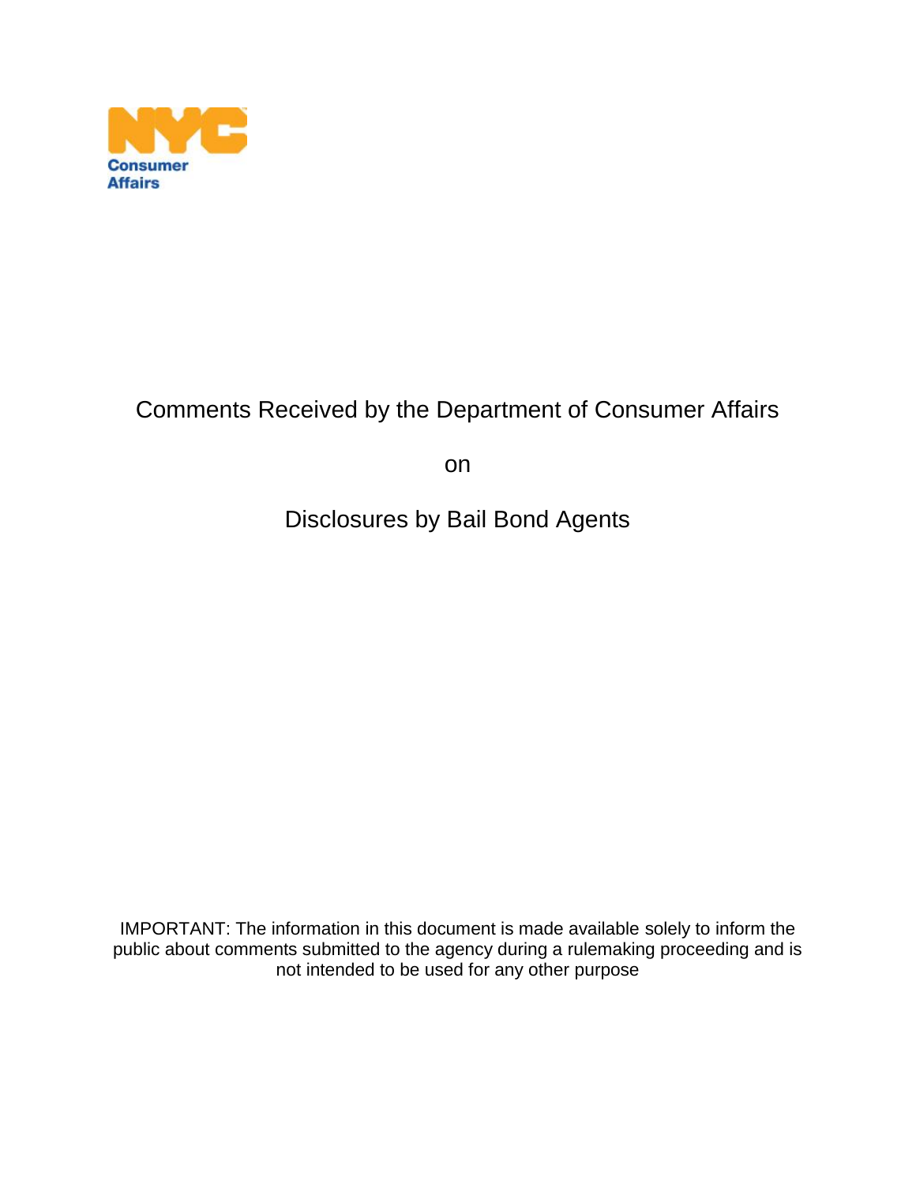NYC Consumer Affairs

# Comments Received by the Department of Consumer Affairs

on

# Disclosures by Bail Bond Agents

IMPORTANT: The information in this document is made available solely to inform the public about comments submitted to the agency during a rulemaking proceeding and is not intended to be used for any other purpose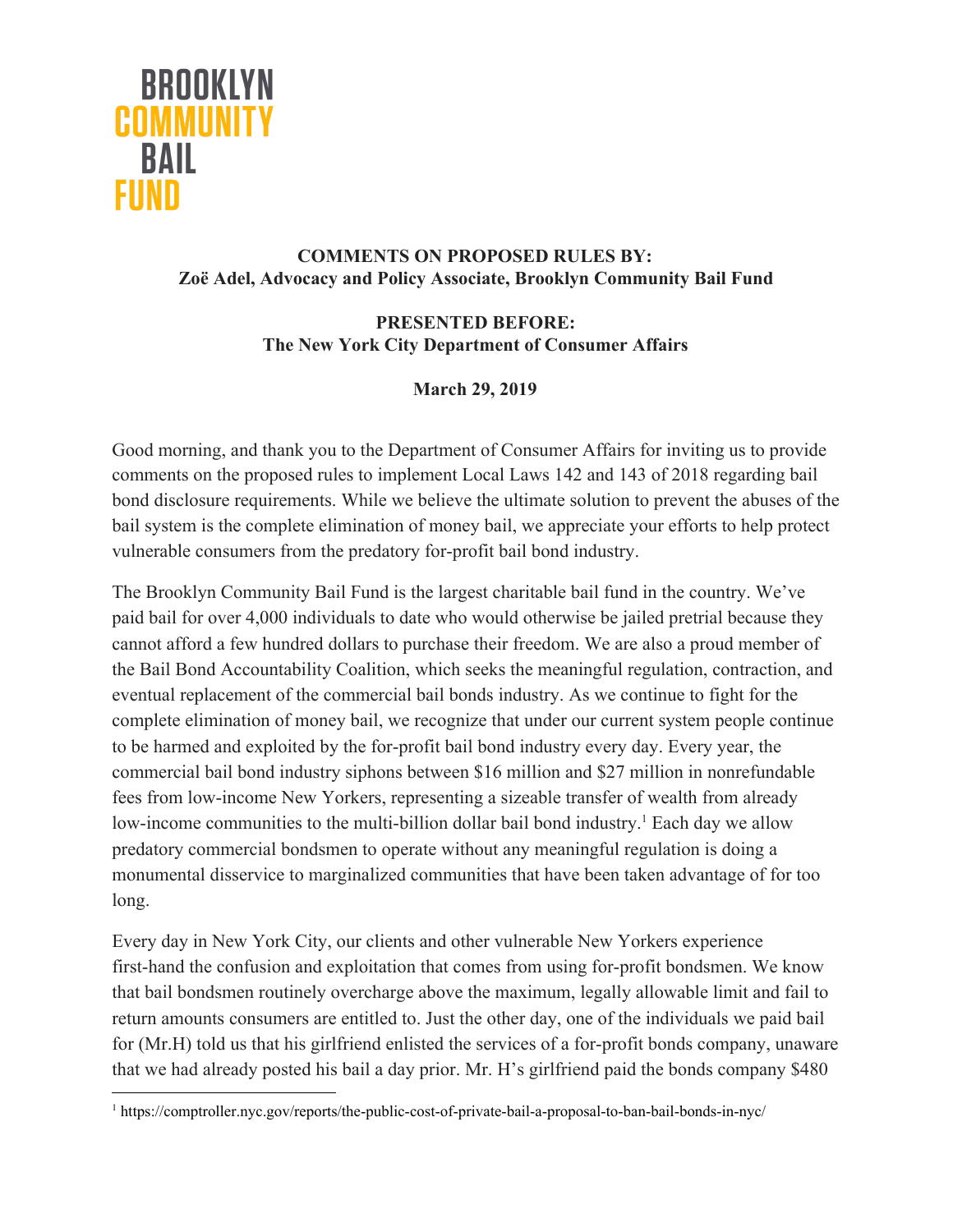BROOKLYN
COMMUNITY
BAIL
FUND

**COMMENTS ON PROPOSED RULES BY:**
**Zoë Adel, Advocacy and Policy Associate, Brooklyn Community Bail Fund**

**PRESENTED BEFORE:**
**The New York City Department of Consumer Affairs**

**March 29, 2019**

Good morning, and thank you to the Department of Consumer Affairs for inviting us to provide comments on the proposed rules to implement Local Laws 142 and 143 of 2018 regarding bail bond disclosure requirements. While we believe the ultimate solution to prevent the abuses of the bail system is the complete elimination of money bail, we appreciate your efforts to help protect vulnerable consumers from the predatory for-profit bail bond industry.

The Brooklyn Community Bail Fund is the largest charitable bail fund in the country. We've paid bail for over 4,000 individuals to date who would otherwise be jailed pretrial because they cannot afford a few hundred dollars to purchase their freedom. We are also a proud member of the Bail Bond Accountability Coalition, which seeks the meaningful regulation, contraction, and eventual replacement of the commercial bail bonds industry. As we continue to fight for the complete elimination of money bail, we recognize that under our current system people continue to be harmed and exploited by the for-profit bail bond industry every day. Every year, the commercial bail bond industry siphons between $16 million and $27 million in nonrefundable fees from low-income New Yorkers, representing a sizeable transfer of wealth from already low-income communities to the multi-billion dollar bail bond industry.[1] Each day we allow predatory commercial bondsmen to operate without any meaningful regulation is doing a monumental disservice to marginalized communities that have been taken advantage of for too long.

Every day in New York City, our clients and other vulnerable New Yorkers experience first-hand the confusion and exploitation that comes from using for-profit bondsmen. We know that bail bondsmen routinely overcharge above the maximum, legally allowable limit and fail to return amounts consumers are entitled to. Just the other day, one of the individuals we paid bail for (Mr.H) told us that his girlfriend enlisted the services of a for-profit bonds company, unaware that we had already posted his bail a day prior. Mr. H's girlfriend paid the bonds company $480

[1] https://comptroller.nyc.gov/reports/the-public-cost-of-private-bail-a-proposal-to-ban-bail-bonds-in-nyc/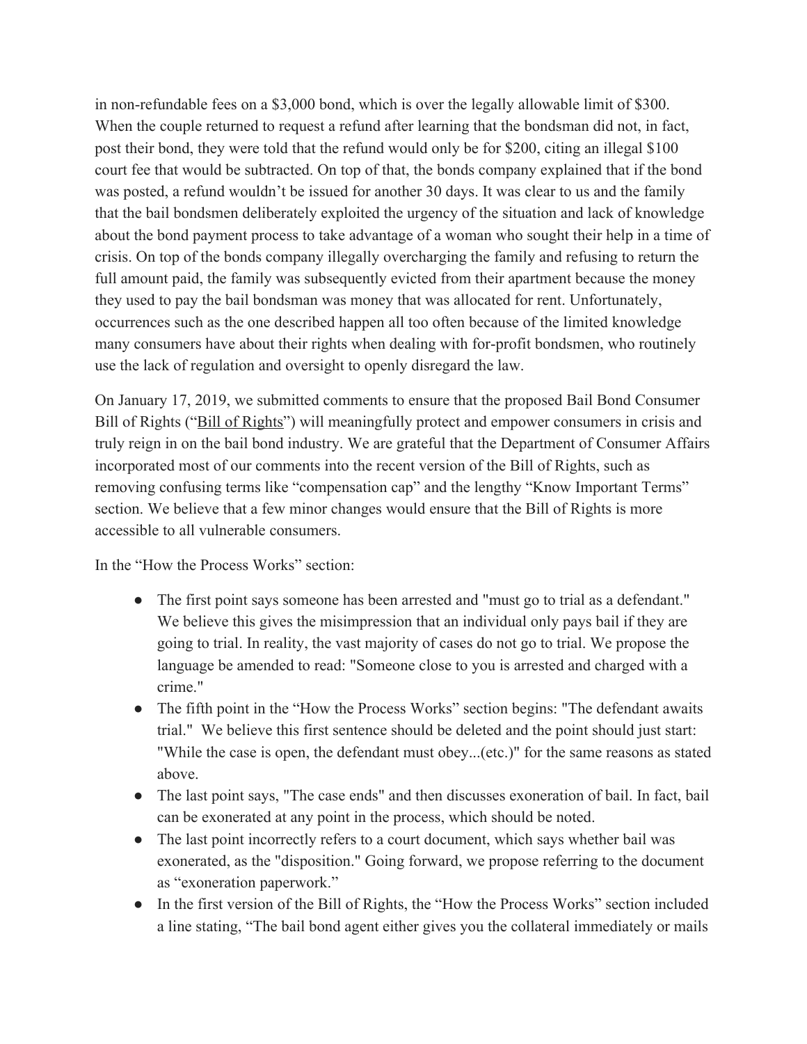in non-refundable fees on a $3,000 bond, which is over the legally allowable limit of $300. When the couple returned to request a refund after learning that the bondsman did not, in fact, post their bond, they were told that the refund would only be for $200, citing an illegal $100 court fee that would be subtracted. On top of that, the bonds company explained that if the bond was posted, a refund wouldn't be issued for another 30 days. It was clear to us and the family that the bail bondsmen deliberately exploited the urgency of the situation and lack of knowledge about the bond payment process to take advantage of a woman who sought their help in a time of crisis. On top of the bonds company illegally overcharging the family and refusing to return the full amount paid, the family was subsequently evicted from their apartment because the money they used to pay the bail bondsman was money that was allocated for rent. Unfortunately, occurrences such as the one described happen all too often because of the limited knowledge many consumers have about their rights when dealing with for-profit bondsmen, who routinely use the lack of regulation and oversight to openly disregard the law.

On January 17, 2019, we submitted comments to ensure that the proposed Bail Bond Consumer Bill of Rights ("Bill of Rights") will meaningfully protect and empower consumers in crisis and truly reign in on the bail bond industry. We are grateful that the Department of Consumer Affairs incorporated most of our comments into the recent version of the Bill of Rights, such as removing confusing terms like "compensation cap" and the lengthy "Know Important Terms" section. We believe that a few minor changes would ensure that the Bill of Rights is more accessible to all vulnerable consumers.

In the "How the Process Works" section:

- The first point says someone has been arrested and "must go to trial as a defendant." We believe this gives the misimpression that an individual only pays bail if they are going to trial. In reality, the vast majority of cases do not go to trial. We propose the language be amended to read: "Someone close to you is arrested and charged with a crime."
- The fifth point in the "How the Process Works" section begins: "The defendant awaits trial." We believe this first sentence should be deleted and the point should just start: "While the case is open, the defendant must obey...(etc.)" for the same reasons as stated above.
- The last point says, "The case ends" and then discusses exoneration of bail. In fact, bail can be exonerated at any point in the process, which should be noted.
- The last point incorrectly refers to a court document, which says whether bail was exonerated, as the "disposition." Going forward, we propose referring to the document as "exoneration paperwork."
- In the first version of the Bill of Rights, the "How the Process Works" section included a line stating, "The bail bond agent either gives you the collateral immediately or mails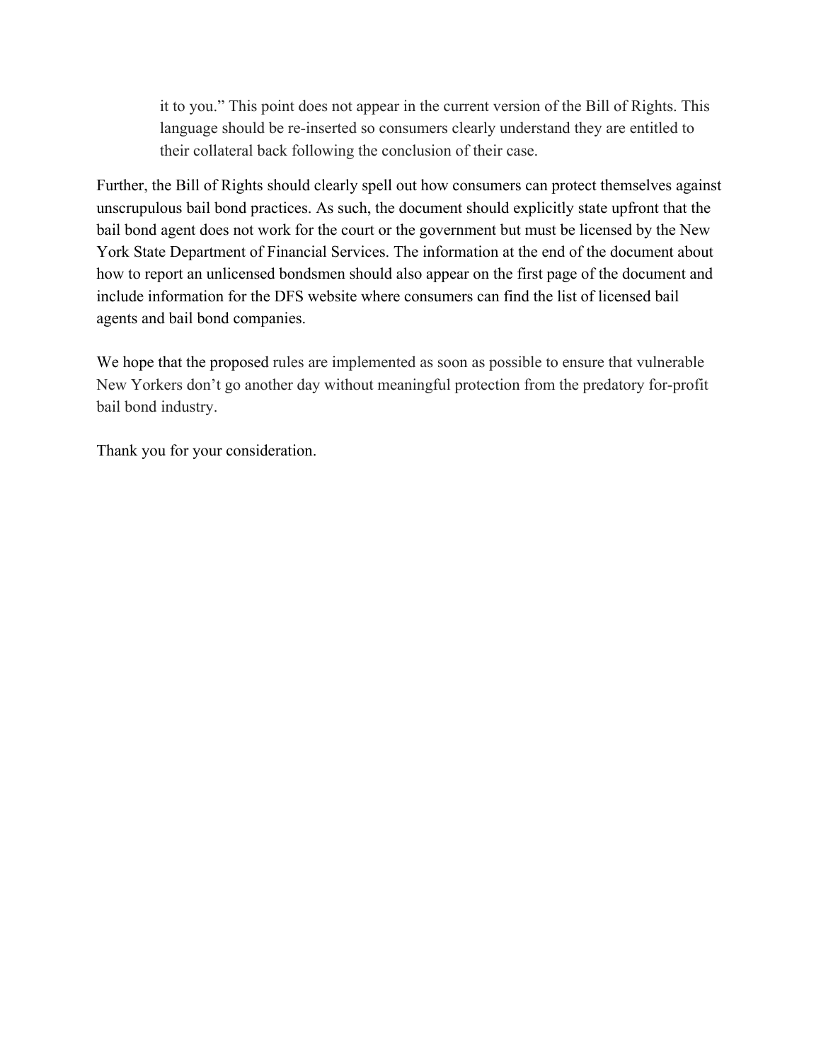> it to you." This point does not appear in the current version of the Bill of Rights. This language should be re-inserted so consumers clearly understand they are entitled to their collateral back following the conclusion of their case.

Further, the Bill of Rights should clearly spell out how consumers can protect themselves against unscrupulous bail bond practices. As such, the document should explicitly state upfront that the bail bond agent does not work for the court or the government but must be licensed by the New York State Department of Financial Services. The information at the end of the document about how to report an unlicensed bondsmen should also appear on the first page of the document and include information for the DFS website where consumers can find the list of licensed bail agents and bail bond companies.

We hope that the proposed rules are implemented as soon as possible to ensure that vulnerable New Yorkers don't go another day without meaningful protection from the predatory for-profit bail bond industry.

Thank you for your consideration.